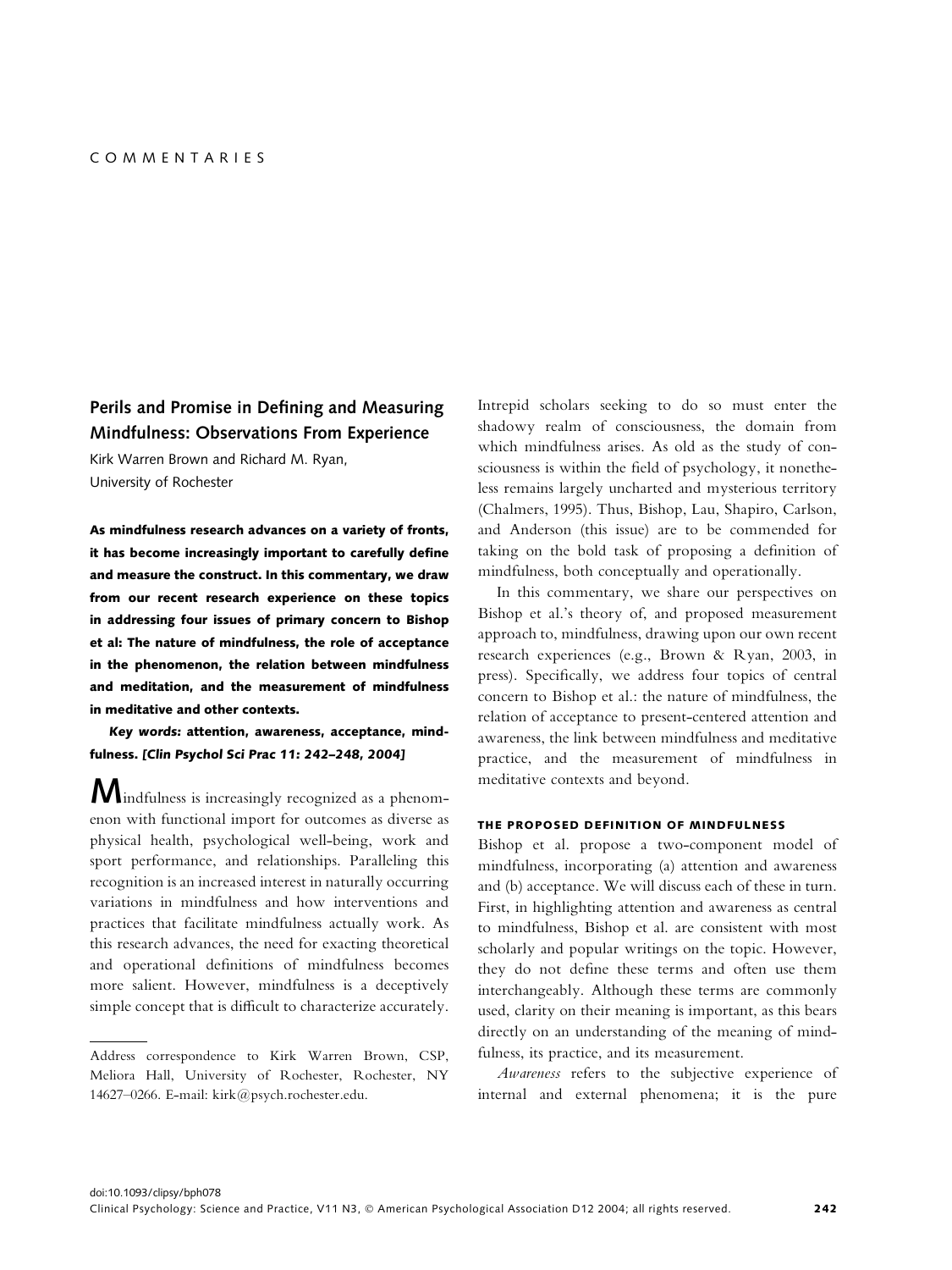COMMENTARIES

## Perils and Promise in Defining and Measuring Mindfulness: Observations From Experience

Kirk Warren Brown and Richard M. Ryan,
University of Rochester

**As mindfulness research advances on a variety of fronts, it has become increasingly important to carefully define and measure the construct. In this commentary, we draw from our recent research experience on these topics in addressing four issues of primary concern to Bishop et al: The nature of mindfulness, the role of acceptance in the phenomenon, the relation between mindfulness and meditation, and the measurement of mindfulness in meditative and other contexts.**

***Key words:* attention, awareness, acceptance, mindfulness. *[Clin Psychol Sci Prac 11: 242–248, 2004]***

Mindfulness is increasingly recognized as a phenomenon with functional import for outcomes as diverse as physical health, psychological well-being, work and sport performance, and relationships. Paralleling this recognition is an increased interest in naturally occurring variations in mindfulness and how interventions and practices that facilitate mindfulness actually work. As this research advances, the need for exacting theoretical and operational definitions of mindfulness becomes more salient. However, mindfulness is a deceptively simple concept that is difficult to characterize accurately. Intrepid scholars seeking to do so must enter the shadowy realm of consciousness, the domain from which mindfulness arises. As old as the study of consciousness is within the field of psychology, it nonetheless remains largely uncharted and mysterious territory (Chalmers, 1995). Thus, Bishop, Lau, Shapiro, Carlson, and Anderson (this issue) are to be commended for taking on the bold task of proposing a definition of mindfulness, both conceptually and operationally.

In this commentary, we share our perspectives on Bishop et al.'s theory of, and proposed measurement approach to, mindfulness, drawing upon our own recent research experiences (e.g., Brown & Ryan, 2003, in press). Specifically, we address four topics of central concern to Bishop et al.: the nature of mindfulness, the relation of acceptance to present-centered attention and awareness, the link between mindfulness and meditative practice, and the measurement of mindfulness in meditative contexts and beyond.

Address correspondence to Kirk Warren Brown, CSP, Meliora Hall, University of Rochester, Rochester, NY 14627–0266. E-mail: kirk@psych.rochester.edu.

### THE PROPOSED DEFINITION OF MINDFULNESS

Bishop et al. propose a two-component model of mindfulness, incorporating (a) attention and awareness and (b) acceptance. We will discuss each of these in turn. First, in highlighting attention and awareness as central to mindfulness, Bishop et al. are consistent with most scholarly and popular writings on the topic. However, they do not define these terms and often use them interchangeably. Although these terms are commonly used, clarity on their meaning is important, as this bears directly on an understanding of the meaning of mindfulness, its practice, and its measurement.

*Awareness* refers to the subjective experience of internal and external phenomena; it is the pure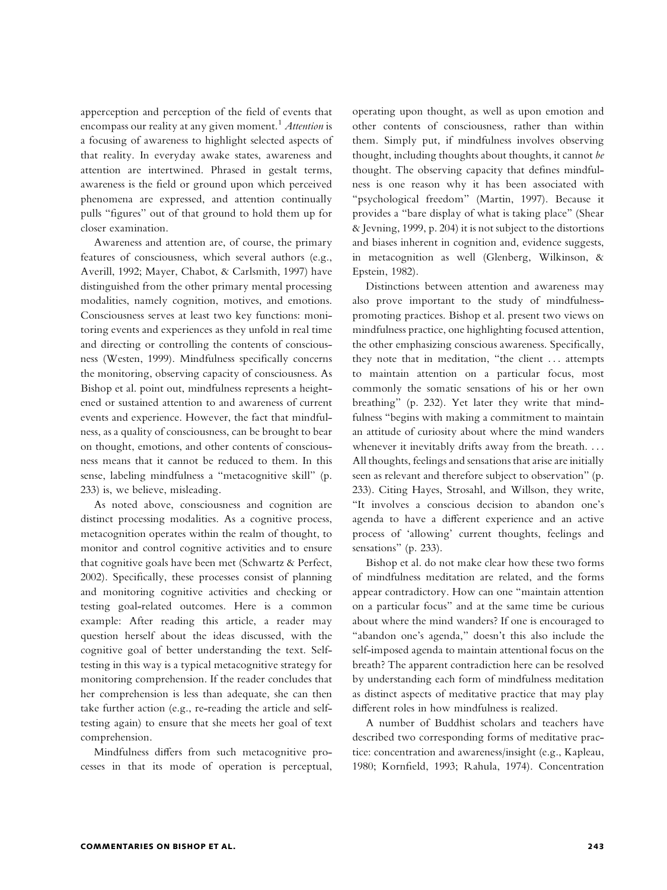apperception and perception of the field of events that encompass our reality at any given moment.[1] *Attention* is a focusing of awareness to highlight selected aspects of that reality. In everyday awake states, awareness and attention are intertwined. Phrased in gestalt terms, awareness is the field or ground upon which perceived phenomena are expressed, and attention continually pulls "figures" out of that ground to hold them up for closer examination.

Awareness and attention are, of course, the primary features of consciousness, which several authors (e.g., Averill, 1992; Mayer, Chabot, & Carlsmith, 1997) have distinguished from the other primary mental processing modalities, namely cognition, motives, and emotions. Consciousness serves at least two key functions: monitoring events and experiences as they unfold in real time and directing or controlling the contents of consciousness (Westen, 1999). Mindfulness specifically concerns the monitoring, observing capacity of consciousness. As Bishop et al. point out, mindfulness represents a heightened or sustained attention to and awareness of current events and experience. However, the fact that mindfulness, as a quality of consciousness, can be brought to bear on thought, emotions, and other contents of consciousness means that it cannot be reduced to them. In this sense, labeling mindfulness a "metacognitive skill" (p. 233) is, we believe, misleading.

As noted above, consciousness and cognition are distinct processing modalities. As a cognitive process, metacognition operates within the realm of thought, to monitor and control cognitive activities and to ensure that cognitive goals have been met (Schwartz & Perfect, 2002). Specifically, these processes consist of planning and monitoring cognitive activities and checking or testing goal-related outcomes. Here is a common example: After reading this article, a reader may question herself about the ideas discussed, with the cognitive goal of better understanding the text. Self-testing in this way is a typical metacognitive strategy for monitoring comprehension. If the reader concludes that her comprehension is less than adequate, she can then take further action (e.g., re-reading the article and self-testing again) to ensure that she meets her goal of text comprehension.

Mindfulness differs from such metacognitive processes in that its mode of operation is perceptual, operating upon thought, as well as upon emotion and other contents of consciousness, rather than within them. Simply put, if mindfulness involves observing thought, including thoughts about thoughts, it cannot *be* thought. The observing capacity that defines mindfulness is one reason why it has been associated with "psychological freedom" (Martin, 1997). Because it provides a "bare display of what is taking place" (Shear & Jevning, 1999, p. 204) it is not subject to the distortions and biases inherent in cognition and, evidence suggests, in metacognition as well (Glenberg, Wilkinson, & Epstein, 1982).

Distinctions between attention and awareness may also prove important to the study of mindfulness-promoting practices. Bishop et al. present two views on mindfulness practice, one highlighting focused attention, the other emphasizing conscious awareness. Specifically, they note that in meditation, "the client . . . attempts to maintain attention on a particular focus, most commonly the somatic sensations of his or her own breathing" (p. 232). Yet later they write that mindfulness "begins with making a commitment to maintain an attitude of curiosity about where the mind wanders whenever it inevitably drifts away from the breath. . . . All thoughts, feelings and sensations that arise are initially seen as relevant and therefore subject to observation" (p. 233). Citing Hayes, Strosahl, and Willson, they write, "It involves a conscious decision to abandon one's agenda to have a different experience and an active process of 'allowing' current thoughts, feelings and sensations" (p. 233).

Bishop et al. do not make clear how these two forms of mindfulness meditation are related, and the forms appear contradictory. How can one "maintain attention on a particular focus" and at the same time be curious about where the mind wanders? If one is encouraged to "abandon one's agenda," doesn't this also include the self-imposed agenda to maintain attentional focus on the breath? The apparent contradiction here can be resolved by understanding each form of mindfulness meditation as distinct aspects of meditative practice that may play different roles in how mindfulness is realized.

A number of Buddhist scholars and teachers have described two corresponding forms of meditative practice: concentration and awareness/insight (e.g., Kapleau, 1980; Kornfield, 1993; Rahula, 1974). Concentration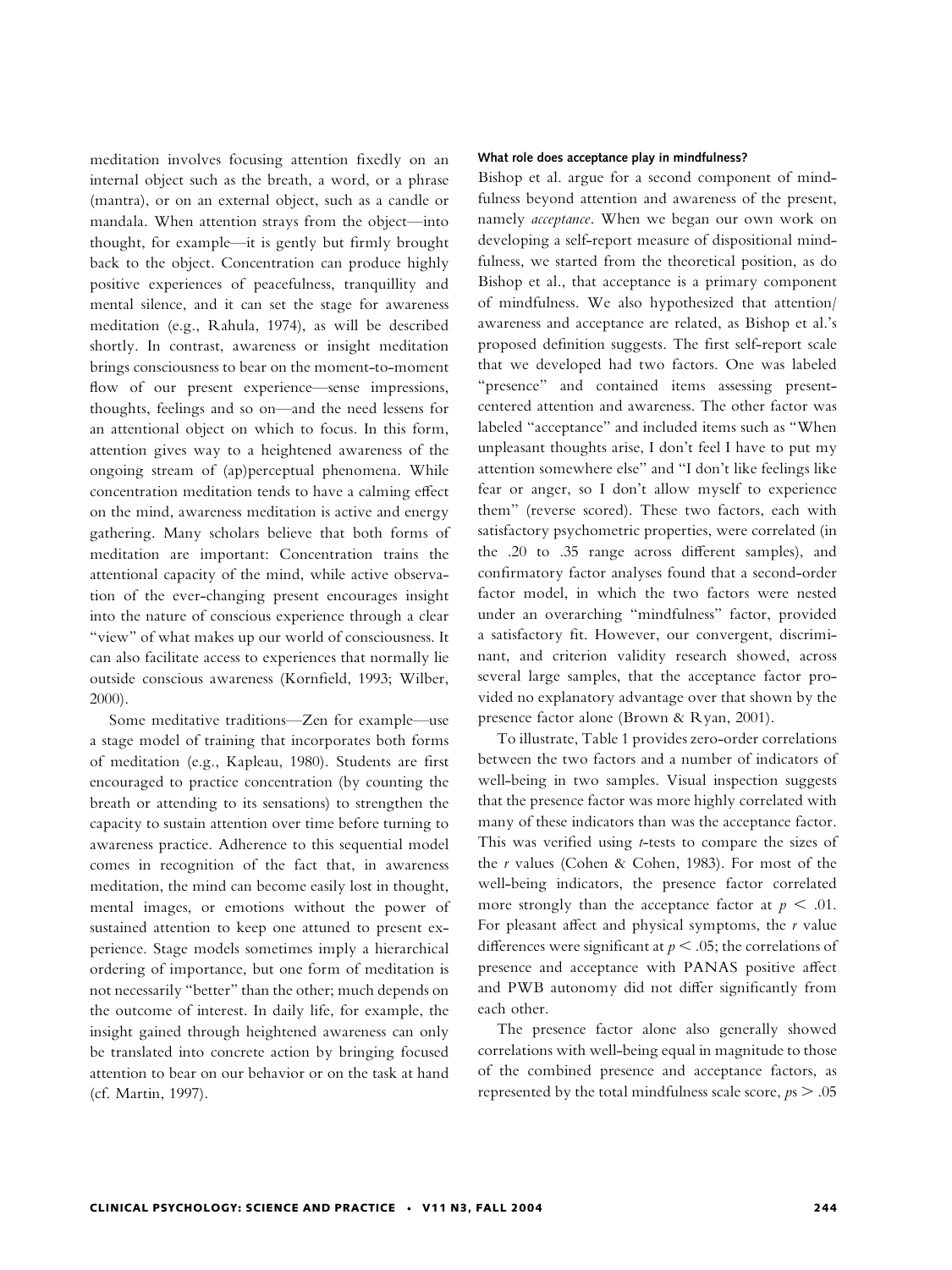meditation involves focusing attention fixedly on an internal object such as the breath, a word, or a phrase (mantra), or on an external object, such as a candle or mandala. When attention strays from the object—into thought, for example—it is gently but firmly brought back to the object. Concentration can produce highly positive experiences of peacefulness, tranquillity and mental silence, and it can set the stage for awareness meditation (e.g., Rahula, 1974), as will be described shortly. In contrast, awareness or insight meditation brings consciousness to bear on the moment-to-moment flow of our present experience—sense impressions, thoughts, feelings and so on—and the need lessens for an attentional object on which to focus. In this form, attention gives way to a heightened awareness of the ongoing stream of (ap)perceptual phenomena. While concentration meditation tends to have a calming effect on the mind, awareness meditation is active and energy gathering. Many scholars believe that both forms of meditation are important: Concentration trains the attentional capacity of the mind, while active observation of the ever-changing present encourages insight into the nature of conscious experience through a clear "view" of what makes up our world of consciousness. It can also facilitate access to experiences that normally lie outside conscious awareness (Kornfield, 1993; Wilber, 2000).

Some meditative traditions—Zen for example—use a stage model of training that incorporates both forms of meditation (e.g., Kapleau, 1980). Students are first encouraged to practice concentration (by counting the breath or attending to its sensations) to strengthen the capacity to sustain attention over time before turning to awareness practice. Adherence to this sequential model comes in recognition of the fact that, in awareness meditation, the mind can become easily lost in thought, mental images, or emotions without the power of sustained attention to keep one attuned to present experience. Stage models sometimes imply a hierarchical ordering of importance, but one form of meditation is not necessarily "better" than the other; much depends on the outcome of interest. In daily life, for example, the insight gained through heightened awareness can only be translated into concrete action by bringing focused attention to bear on our behavior or on the task at hand (cf. Martin, 1997).

#### What role does acceptance play in mindfulness?

Bishop et al. argue for a second component of mindfulness beyond attention and awareness of the present, namely *acceptance*. When we began our own work on developing a self-report measure of dispositional mindfulness, we started from the theoretical position, as do Bishop et al., that acceptance is a primary component of mindfulness. We also hypothesized that attention/awareness and acceptance are related, as Bishop et al.'s proposed definition suggests. The first self-report scale that we developed had two factors. One was labeled "presence" and contained items assessing present-centered attention and awareness. The other factor was labeled "acceptance" and included items such as "When unpleasant thoughts arise, I don't feel I have to put my attention somewhere else" and "I don't like feelings like fear or anger, so I don't allow myself to experience them" (reverse scored). These two factors, each with satisfactory psychometric properties, were correlated (in the .20 to .35 range across different samples), and confirmatory factor analyses found that a second-order factor model, in which the two factors were nested under an overarching "mindfulness" factor, provided a satisfactory fit. However, our convergent, discriminant, and criterion validity research showed, across several large samples, that the acceptance factor provided no explanatory advantage over that shown by the presence factor alone (Brown & Ryan, 2001).

To illustrate, Table 1 provides zero-order correlations between the two factors and a number of indicators of well-being in two samples. Visual inspection suggests that the presence factor was more highly correlated with many of these indicators than was the acceptance factor. This was verified using *t*-tests to compare the sizes of the *r* values (Cohen & Cohen, 1983). For most of the well-being indicators, the presence factor correlated more strongly than the acceptance factor at $p < .01$. For pleasant affect and physical symptoms, the *r* value differences were significant at $p < .05$; the correlations of presence and acceptance with PANAS positive affect and PWB autonomy did not differ significantly from each other.

The presence factor alone also generally showed correlations with well-being equal in magnitude to those of the combined presence and acceptance factors, as represented by the total mindfulness scale score, $ps > .05$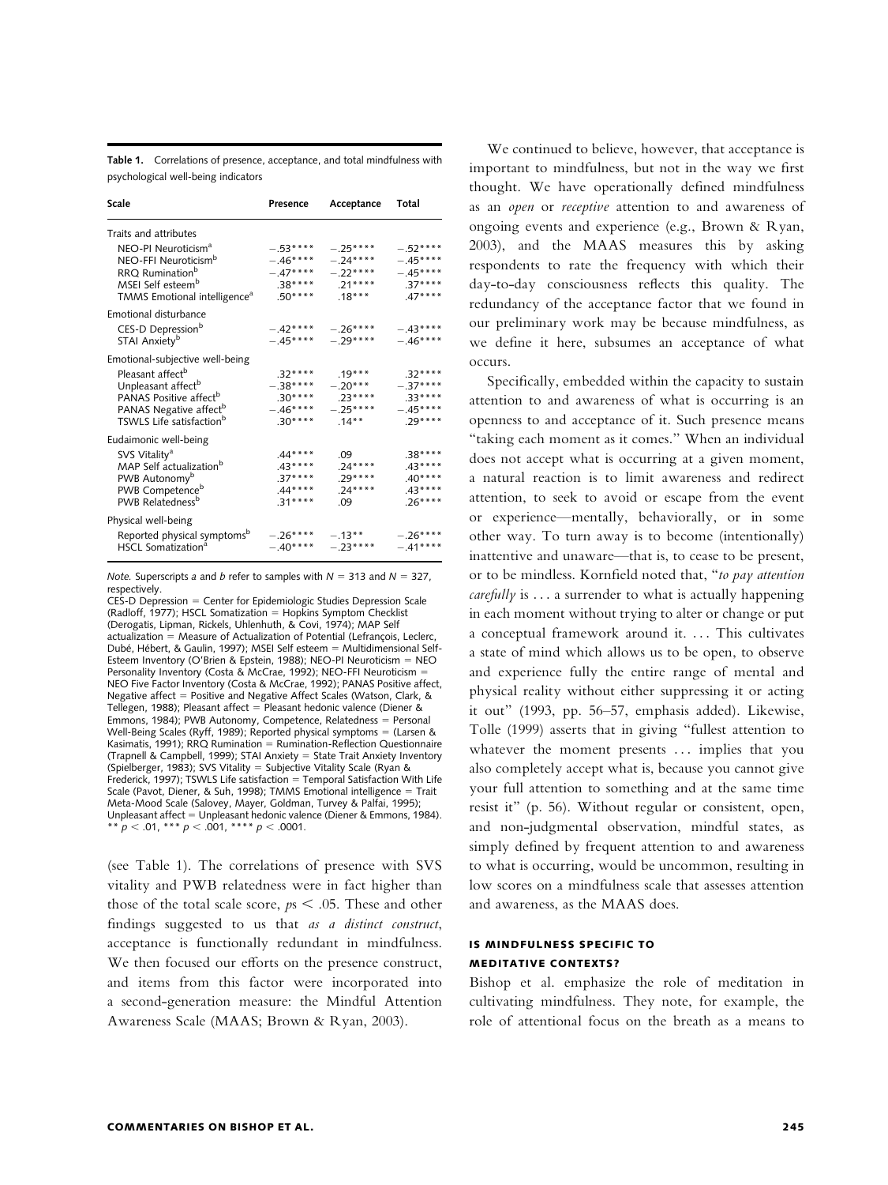**Table 1.** Correlations of presence, acceptance, and total mindfulness with psychological well-being indicators

| Scale | Presence | Acceptance | Total |
|---|---|---|---|
| Traits and attributes | | | |
| NEO-PI Neuroticism[a] | −.53**** | −.25**** | −.52**** |
| NEO-FFI Neuroticism[b] | −.46**** | −.24**** | −.45**** |
| RRQ Rumination[b] | −.47**** | −.22**** | −.45**** |
| MSEI Self esteem[b] | .38**** | .21**** | .37**** |
| TMMS Emotional intelligence[a] | .50**** | .18*** | .47**** |
| Emotional disturbance | | | |
| CES-D Depression[b] | −.42**** | −.26**** | −.43**** |
| STAI Anxiety[b] | −.45**** | −.29**** | −.46**** |
| Emotional-subjective well-being | | | |
| Pleasant affect[b] | .32**** | .19*** | .32**** |
| Unpleasant affect[b] | −.38**** | −.20*** | −.37**** |
| PANAS Positive affect[b] | .30**** | .23**** | .33**** |
| PANAS Negative affect[b] | −.46**** | −.25**** | −.45**** |
| TSWLS Life satisfaction[b] | .30**** | .14** | .29**** |
| Eudaimonic well-being | | | |
| SVS Vitality[a] | .44**** | .09 | .38**** |
| MAP Self actualization[b] | .43**** | .24**** | .43**** |
| PWB Autonomy[b] | .37**** | .29**** | .40**** |
| PWB Competence[b] | .44**** | .24**** | .43**** |
| PWB Relatedness[b] | .31**** | .09 | .26**** |
| Physical well-being | | | |
| Reported physical symptoms[b] | −.26**** | −.13** | −.26**** |
| HSCL Somatization[a] | −.40**** | −.23**** | −.41**** |

*Note.* Superscripts *a* and *b* refer to samples with $N = 313$ and $N = 327$, respectively.
CES-D Depression = Center for Epidemiologic Studies Depression Scale (Radloff, 1977); HSCL Somatization = Hopkins Symptom Checklist (Derogatis, Lipman, Rickels, Uhlenhuth, & Covi, 1974); MAP Self actualization = Measure of Actualization of Potential (Lefrançois, Leclerc, Dubé, Hébert, & Gaulin, 1997); MSEI Self esteem = Multidimensional Self-Esteem Inventory (O'Brien & Epstein, 1988); NEO-PI Neuroticism = NEO Personality Inventory (Costa & McCrae, 1992); NEO-FFI Neuroticism = NEO Five Factor Inventory (Costa & McCrae, 1992); PANAS Positive affect, Negative affect = Positive and Negative Affect Scales (Watson, Clark, & Tellegen, 1988); Pleasant affect = Pleasant hedonic valence (Diener & Emmons, 1984); PWB Autonomy, Competence, Relatedness = Personal Well-Being Scales (Ryff, 1989); Reported physical symptoms = (Larsen & Kasimatis, 1991); RRQ Rumination = Rumination-Reflection Questionnaire (Trapnell & Campbell, 1999); STAI Anxiety = State Trait Anxiety Inventory (Spielberger, 1983); SVS Vitality = Subjective Vitality Scale (Ryan & Frederick, 1997); TSWLS Life satisfaction = Temporal Satisfaction With Life Scale (Pavot, Diener, & Suh, 1998); TMMS Emotional intelligence = Trait Meta-Mood Scale (Salovey, Mayer, Goldman, Turvey & Palfai, 1995); Unpleasant affect = Unpleasant hedonic valence (Diener & Emmons, 1984).
** $p < .01$, *** $p < .001$, **** $p < .0001$.

(see Table 1). The correlations of presence with SVS vitality and PWB relatedness were in fact higher than those of the total scale score, $p$s $< .05$. These and other findings suggested to us that *as a distinct construct*, acceptance is functionally redundant in mindfulness. We then focused our efforts on the presence construct, and items from this factor were incorporated into a second-generation measure: the Mindful Attention Awareness Scale (MAAS; Brown & Ryan, 2003).

We continued to believe, however, that acceptance is important to mindfulness, but not in the way we first thought. We have operationally defined mindfulness as an *open* or *receptive* attention to and awareness of ongoing events and experience (e.g., Brown & Ryan, 2003), and the MAAS measures this by asking respondents to rate the frequency with which their day-to-day consciousness reflects this quality. The redundancy of the acceptance factor that we found in our preliminary work may be because mindfulness, as we define it here, subsumes an acceptance of what occurs.

Specifically, embedded within the capacity to sustain attention to and awareness of what is occurring is an openness to and acceptance of it. Such presence means "taking each moment as it comes." When an individual does not accept what is occurring at a given moment, a natural reaction is to limit awareness and redirect attention, to seek to avoid or escape from the event or experience—mentally, behaviorally, or in some other way. To turn away is to become (intentionally) inattentive and unaware—that is, to cease to be present, or to be mindless. Kornfield noted that, "*to pay attention carefully* is . . . a surrender to what is actually happening in each moment without trying to alter or change or put a conceptual framework around it. . . . This cultivates a state of mind which allows us to be open, to observe and experience fully the entire range of mental and physical reality without either suppressing it or acting it out" (1993, pp. 56–57, emphasis added). Likewise, Tolle (1999) asserts that in giving "fullest attention to whatever the moment presents . . . implies that you also completely accept what is, because you cannot give your full attention to something and at the same time resist it" (p. 56). Without regular or consistent, open, and non-judgmental observation, mindful states, as simply defined by frequent attention to and awareness to what is occurring, would be uncommon, resulting in low scores on a mindfulness scale that assesses attention and awareness, as the MAAS does.

## IS MINDFULNESS SPECIFIC TO MEDITATIVE CONTEXTS?

Bishop et al. emphasize the role of meditation in cultivating mindfulness. They note, for example, the role of attentional focus on the breath as a means to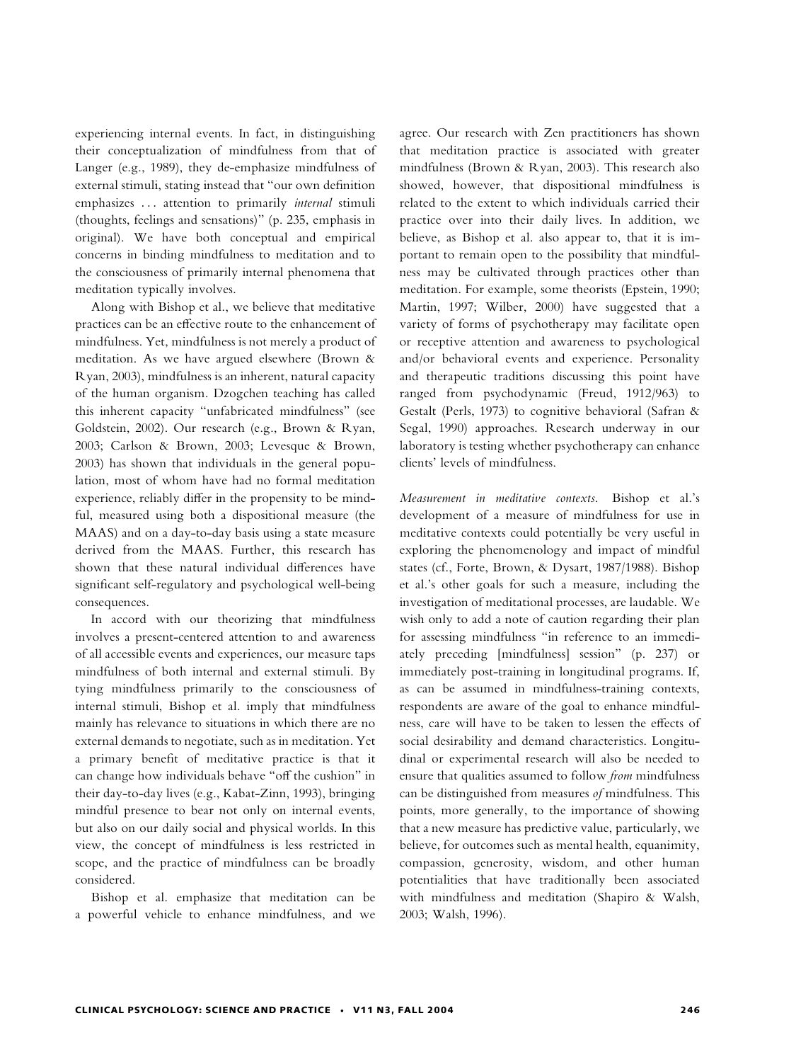experiencing internal events. In fact, in distinguishing their conceptualization of mindfulness from that of Langer (e.g., 1989), they de-emphasize mindfulness of external stimuli, stating instead that "our own definition emphasizes . . . attention to primarily *internal* stimuli (thoughts, feelings and sensations)" (p. 235, emphasis in original). We have both conceptual and empirical concerns in binding mindfulness to meditation and to the consciousness of primarily internal phenomena that meditation typically involves.

Along with Bishop et al., we believe that meditative practices can be an effective route to the enhancement of mindfulness. Yet, mindfulness is not merely a product of meditation. As we have argued elsewhere (Brown & Ryan, 2003), mindfulness is an inherent, natural capacity of the human organism. Dzogchen teaching has called this inherent capacity "unfabricated mindfulness" (see Goldstein, 2002). Our research (e.g., Brown & Ryan, 2003; Carlson & Brown, 2003; Levesque & Brown, 2003) has shown that individuals in the general population, most of whom have had no formal meditation experience, reliably differ in the propensity to be mindful, measured using both a dispositional measure (the MAAS) and on a day-to-day basis using a state measure derived from the MAAS. Further, this research has shown that these natural individual differences have significant self-regulatory and psychological well-being consequences.

In accord with our theorizing that mindfulness involves a present-centered attention to and awareness of all accessible events and experiences, our measure taps mindfulness of both internal and external stimuli. By tying mindfulness primarily to the consciousness of internal stimuli, Bishop et al. imply that mindfulness mainly has relevance to situations in which there are no external demands to negotiate, such as in meditation. Yet a primary benefit of meditative practice is that it can change how individuals behave "off the cushion" in their day-to-day lives (e.g., Kabat-Zinn, 1993), bringing mindful presence to bear not only on internal events, but also on our daily social and physical worlds. In this view, the concept of mindfulness is less restricted in scope, and the practice of mindfulness can be broadly considered.

Bishop et al. emphasize that meditation can be a powerful vehicle to enhance mindfulness, and we agree. Our research with Zen practitioners has shown that meditation practice is associated with greater mindfulness (Brown & Ryan, 2003). This research also showed, however, that dispositional mindfulness is related to the extent to which individuals carried their practice over into their daily lives. In addition, we believe, as Bishop et al. also appear to, that it is important to remain open to the possibility that mindfulness may be cultivated through practices other than meditation. For example, some theorists (Epstein, 1990; Martin, 1997; Wilber, 2000) have suggested that a variety of forms of psychotherapy may facilitate open or receptive attention and awareness to psychological and/or behavioral events and experience. Personality and therapeutic traditions discussing this point have ranged from psychodynamic (Freud, 1912/963) to Gestalt (Perls, 1973) to cognitive behavioral (Safran & Segal, 1990) approaches. Research underway in our laboratory is testing whether psychotherapy can enhance clients' levels of mindfulness.

*Measurement in meditative contexts.* Bishop et al.'s development of a measure of mindfulness for use in meditative contexts could potentially be very useful in exploring the phenomenology and impact of mindful states (cf., Forte, Brown, & Dysart, 1987/1988). Bishop et al.'s other goals for such a measure, including the investigation of meditational processes, are laudable. We wish only to add a note of caution regarding their plan for assessing mindfulness "in reference to an immediately preceding [mindfulness] session" (p. 237) or immediately post-training in longitudinal programs. If, as can be assumed in mindfulness-training contexts, respondents are aware of the goal to enhance mindfulness, care will have to be taken to lessen the effects of social desirability and demand characteristics. Longitudinal or experimental research will also be needed to ensure that qualities assumed to follow *from* mindfulness can be distinguished from measures *of* mindfulness. This points, more generally, to the importance of showing that a new measure has predictive value, particularly, we believe, for outcomes such as mental health, equanimity, compassion, generosity, wisdom, and other human potentialities that have traditionally been associated with mindfulness and meditation (Shapiro & Walsh, 2003; Walsh, 1996).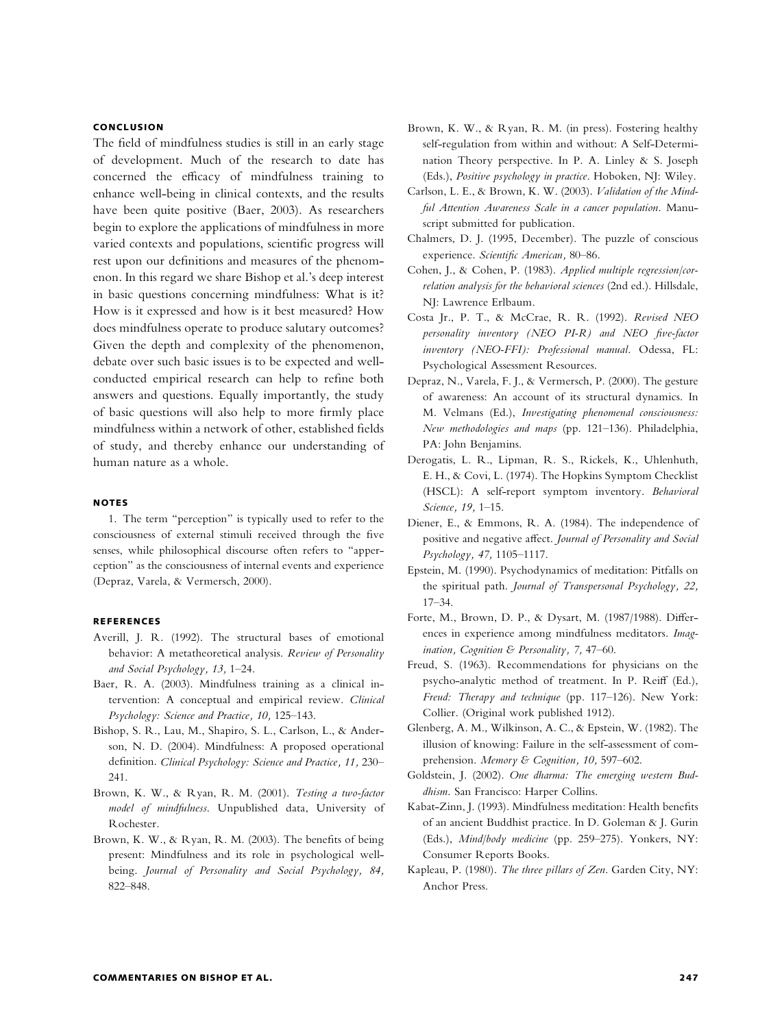## CONCLUSION

The field of mindfulness studies is still in an early stage of development. Much of the research to date has concerned the efficacy of mindfulness training to enhance well-being in clinical contexts, and the results have been quite positive (Baer, 2003). As researchers begin to explore the applications of mindfulness in more varied contexts and populations, scientific progress will rest upon our definitions and measures of the phenomenon. In this regard we share Bishop et al.'s deep interest in basic questions concerning mindfulness: What is it? How is it expressed and how is it best measured? How does mindfulness operate to produce salutary outcomes? Given the depth and complexity of the phenomenon, debate over such basic issues is to be expected and well-conducted empirical research can help to refine both answers and questions. Equally importantly, the study of basic questions will also help to more firmly place mindfulness within a network of other, established fields of study, and thereby enhance our understanding of human nature as a whole.

## NOTES

1. The term "perception" is typically used to refer to the consciousness of external stimuli received through the five senses, while philosophical discourse often refers to "apperception" as the consciousness of internal events and experience (Depraz, Varela, & Vermersch, 2000).

## REFERENCES

Averill, J. R. (1992). The structural bases of emotional behavior: A metatheoretical analysis. *Review of Personality and Social Psychology, 13,* 1–24.

Baer, R. A. (2003). Mindfulness training as a clinical intervention: A conceptual and empirical review. *Clinical Psychology: Science and Practice, 10,* 125–143.

Bishop, S. R., Lau, M., Shapiro, S. L., Carlson, L., & Anderson, N. D. (2004). Mindfulness: A proposed operational definition. *Clinical Psychology: Science and Practice, 11,* 230–241.

Brown, K. W., & Ryan, R. M. (2001). *Testing a two-factor model of mindfulness.* Unpublished data, University of Rochester.

Brown, K. W., & Ryan, R. M. (2003). The benefits of being present: Mindfulness and its role in psychological well-being. *Journal of Personality and Social Psychology, 84,* 822–848.

Brown, K. W., & Ryan, R. M. (in press). Fostering healthy self-regulation from within and without: A Self-Determination Theory perspective. In P. A. Linley & S. Joseph (Eds.), *Positive psychology in practice.* Hoboken, NJ: Wiley.

Carlson, L. E., & Brown, K. W. (2003). *Validation of the Mindful Attention Awareness Scale in a cancer population.* Manuscript submitted for publication.

Chalmers, D. J. (1995, December). The puzzle of conscious experience. *Scientific American,* 80–86.

Cohen, J., & Cohen, P. (1983). *Applied multiple regression/correlation analysis for the behavioral sciences* (2nd ed.). Hillsdale, NJ: Lawrence Erlbaum.

Costa Jr., P. T., & McCrae, R. R. (1992). *Revised NEO personality inventory (NEO PI-R) and NEO five-factor inventory (NEO-FFI): Professional manual.* Odessa, FL: Psychological Assessment Resources.

Depraz, N., Varela, F. J., & Vermersch, P. (2000). The gesture of awareness: An account of its structural dynamics. In M. Velmans (Ed.), *Investigating phenomenal consciousness: New methodologies and maps* (pp. 121–136). Philadelphia, PA: John Benjamins.

Derogatis, L. R., Lipman, R. S., Rickels, K., Uhlenhuth, E. H., & Covi, L. (1974). The Hopkins Symptom Checklist (HSCL): A self-report symptom inventory. *Behavioral Science, 19,* 1–15.

Diener, E., & Emmons, R. A. (1984). The independence of positive and negative affect. *Journal of Personality and Social Psychology, 47,* 1105–1117.

Epstein, M. (1990). Psychodynamics of meditation: Pitfalls on the spiritual path. *Journal of Transpersonal Psychology, 22,* 17–34.

Forte, M., Brown, D. P., & Dysart, M. (1987/1988). Differences in experience among mindfulness meditators. *Imagination, Cognition & Personality, 7,* 47–60.

Freud, S. (1963). Recommendations for physicians on the psycho-analytic method of treatment. In P. Reiff (Ed.), *Freud: Therapy and technique* (pp. 117–126). New York: Collier. (Original work published 1912).

Glenberg, A. M., Wilkinson, A. C., & Epstein, W. (1982). The illusion of knowing: Failure in the self-assessment of comprehension. *Memory & Cognition, 10,* 597–602.

Goldstein, J. (2002). *One dharma: The emerging western Buddhism.* San Francisco: Harper Collins.

Kabat-Zinn, J. (1993). Mindfulness meditation: Health benefits of an ancient Buddhist practice. In D. Goleman & J. Gurin (Eds.), *Mind/body medicine* (pp. 259–275). Yonkers, NY: Consumer Reports Books.

Kapleau, P. (1980). *The three pillars of Zen.* Garden City, NY: Anchor Press.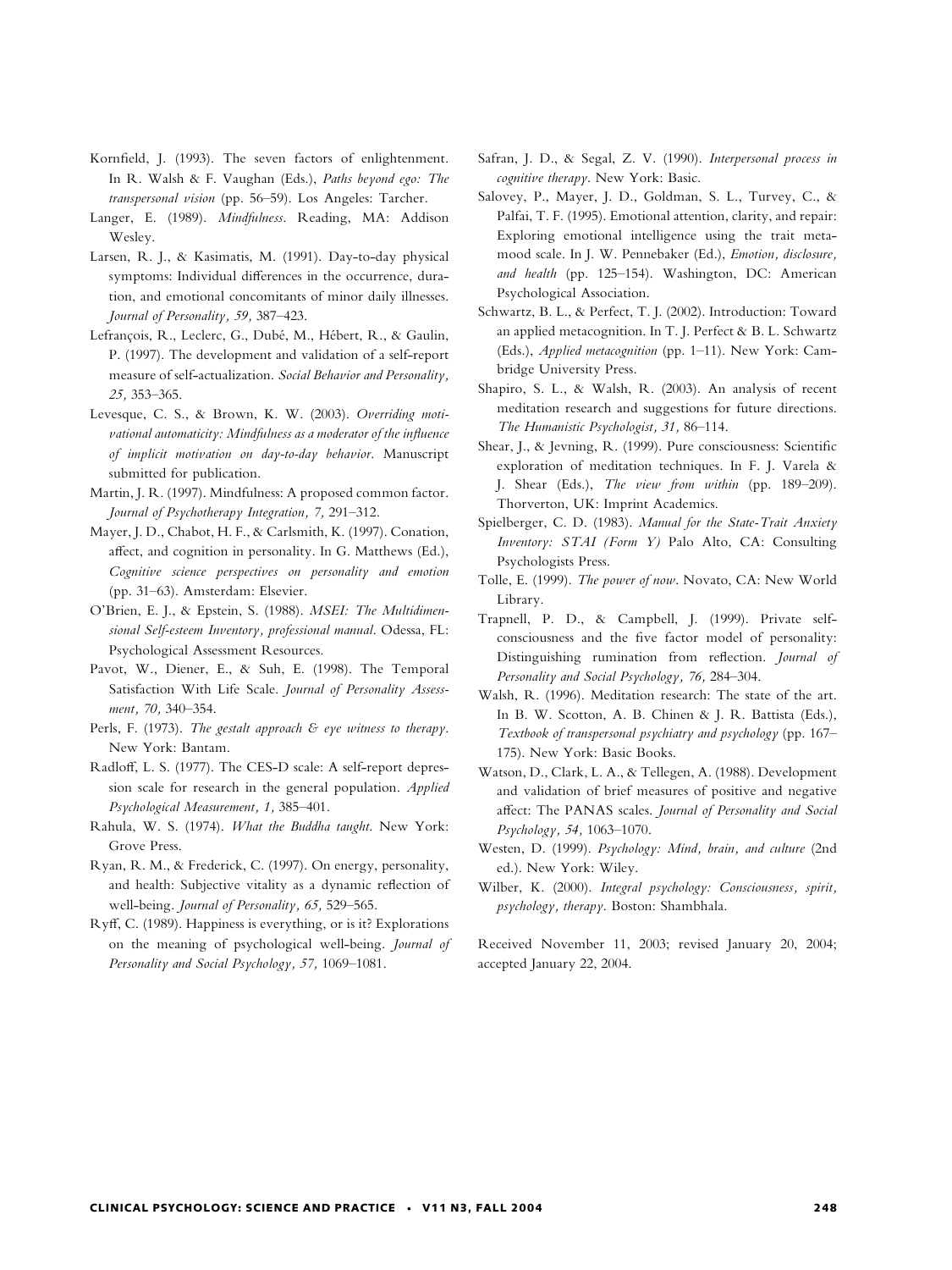Kornfield, J. (1993). The seven factors of enlightenment. In R. Walsh & F. Vaughan (Eds.), *Paths beyond ego: The transpersonal vision* (pp. 56–59). Los Angeles: Tarcher.

Langer, E. (1989). *Mindfulness*. Reading, MA: Addison Wesley.

Larsen, R. J., & Kasimatis, M. (1991). Day-to-day physical symptoms: Individual differences in the occurrence, duration, and emotional concomitants of minor daily illnesses. *Journal of Personality, 59,* 387–423.

Lefrançois, R., Leclerc, G., Dubé, M., Hébert, R., & Gaulin, P. (1997). The development and validation of a self-report measure of self-actualization. *Social Behavior and Personality, 25,* 353–365.

Levesque, C. S., & Brown, K. W. (2003). *Overriding motivational automaticity: Mindfulness as a moderator of the influence of implicit motivation on day-to-day behavior*. Manuscript submitted for publication.

Martin, J. R. (1997). Mindfulness: A proposed common factor. *Journal of Psychotherapy Integration, 7,* 291–312.

Mayer, J. D., Chabot, H. F., & Carlsmith, K. (1997). Conation, affect, and cognition in personality. In G. Matthews (Ed.), *Cognitive science perspectives on personality and emotion* (pp. 31–63). Amsterdam: Elsevier.

O'Brien, E. J., & Epstein, S. (1988). *MSEI: The Multidimensional Self-esteem Inventory, professional manual*. Odessa, FL: Psychological Assessment Resources.

Pavot, W., Diener, E., & Suh, E. (1998). The Temporal Satisfaction With Life Scale. *Journal of Personality Assessment, 70,* 340–354.

Perls, F. (1973). *The gestalt approach & eye witness to therapy*. New York: Bantam.

Radloff, L. S. (1977). The CES-D scale: A self-report depression scale for research in the general population. *Applied Psychological Measurement, 1,* 385–401.

Rahula, W. S. (1974). *What the Buddha taught*. New York: Grove Press.

Ryan, R. M., & Frederick, C. (1997). On energy, personality, and health: Subjective vitality as a dynamic reflection of well-being. *Journal of Personality, 65,* 529–565.

Ryff, C. (1989). Happiness is everything, or is it? Explorations on the meaning of psychological well-being. *Journal of Personality and Social Psychology, 57,* 1069–1081.

Safran, J. D., & Segal, Z. V. (1990). *Interpersonal process in cognitive therapy*. New York: Basic.

Salovey, P., Mayer, J. D., Goldman, S. L., Turvey, C., & Palfai, T. F. (1995). Emotional attention, clarity, and repair: Exploring emotional intelligence using the trait meta-mood scale. In J. W. Pennebaker (Ed.), *Emotion, disclosure, and health* (pp. 125–154). Washington, DC: American Psychological Association.

Schwartz, B. L., & Perfect, T. J. (2002). Introduction: Toward an applied metacognition. In T. J. Perfect & B. L. Schwartz (Eds.), *Applied metacognition* (pp. 1–11). New York: Cambridge University Press.

Shapiro, S. L., & Walsh, R. (2003). An analysis of recent meditation research and suggestions for future directions. *The Humanistic Psychologist, 31,* 86–114.

Shear, J., & Jevning, R. (1999). Pure consciousness: Scientific exploration of meditation techniques. In F. J. Varela & J. Shear (Eds.), *The view from within* (pp. 189–209). Thorverton, UK: Imprint Academics.

Spielberger, C. D. (1983). *Manual for the State-Trait Anxiety Inventory: STAI (Form Y)* Palo Alto, CA: Consulting Psychologists Press.

Tolle, E. (1999). *The power of now*. Novato, CA: New World Library.

Trapnell, P. D., & Campbell, J. (1999). Private self-consciousness and the five factor model of personality: Distinguishing rumination from reflection. *Journal of Personality and Social Psychology, 76,* 284–304.

Walsh, R. (1996). Meditation research: The state of the art. In B. W. Scotton, A. B. Chinen & J. R. Battista (Eds.), *Textbook of transpersonal psychiatry and psychology* (pp. 167–175). New York: Basic Books.

Watson, D., Clark, L. A., & Tellegen, A. (1988). Development and validation of brief measures of positive and negative affect: The PANAS scales. *Journal of Personality and Social Psychology, 54,* 1063–1070.

Westen, D. (1999). *Psychology: Mind, brain, and culture* (2nd ed.). New York: Wiley.

Wilber, K. (2000). *Integral psychology: Consciousness, spirit, psychology, therapy*. Boston: Shambhala.

Received November 11, 2003; revised January 20, 2004; accepted January 22, 2004.